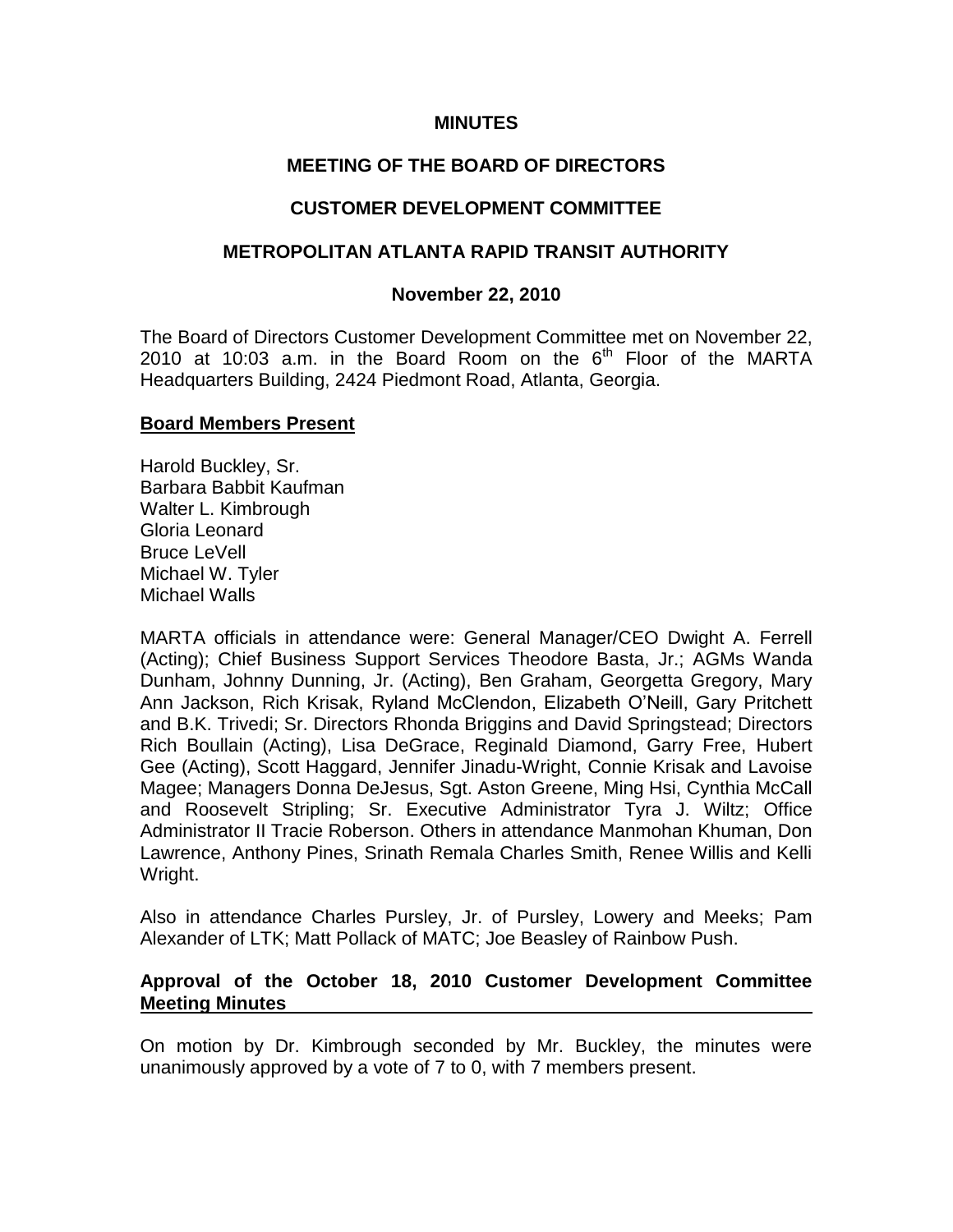# MINUTES

## MEETING OF THE BOARD OF DIRECTORS

## CUSTOMER DEVELOPMENT COMMITTEE

## METROPOLITAN ATLANTA RAPID TRANSIT AUTHORITY

### November 22, 2010

The Board of Directors Customer Development Committee met on November 22, 2010 at 10:03 a.m. in the Board Room on the 6th Floor of the MARTA Headquarters Building, 2424 Piedmont Road, Atlanta, Georgia.

**Board Members Present**

Harold Buckley, Sr.
Barbara Babbit Kaufman
Walter L. Kimbrough
Gloria Leonard
Bruce LeVell
Michael W. Tyler
Michael Walls

MARTA officials in attendance were: General Manager/CEO Dwight A. Ferrell (Acting); Chief Business Support Services Theodore Basta, Jr.; AGMs Wanda Dunham, Johnny Dunning, Jr. (Acting), Ben Graham, Georgetta Gregory, Mary Ann Jackson, Rich Krisak, Ryland McClendon, Elizabeth O'Neill, Gary Pritchett and B.K. Trivedi; Sr. Directors Rhonda Briggins and David Springstead; Directors Rich Boullain (Acting), Lisa DeGrace, Reginald Diamond, Garry Free, Hubert Gee (Acting), Scott Haggard, Jennifer Jinadu-Wright, Connie Krisak and Lavoise Magee; Managers Donna DeJesus, Sgt. Aston Greene, Ming Hsi, Cynthia McCall and Roosevelt Stripling; Sr. Executive Administrator Tyra J. Wiltz; Office Administrator II Tracie Roberson. Others in attendance Manmohan Khuman, Don Lawrence, Anthony Pines, Srinath Remala Charles Smith, Renee Willis and Kelli Wright.

Also in attendance Charles Pursley, Jr. of Pursley, Lowery and Meeks; Pam Alexander of LTK; Matt Pollack of MATC; Joe Beasley of Rainbow Push.

**Approval of the October 18, 2010 Customer Development Committee Meeting Minutes**

On motion by Dr. Kimbrough seconded by Mr. Buckley, the minutes were unanimously approved by a vote of 7 to 0, with 7 members present.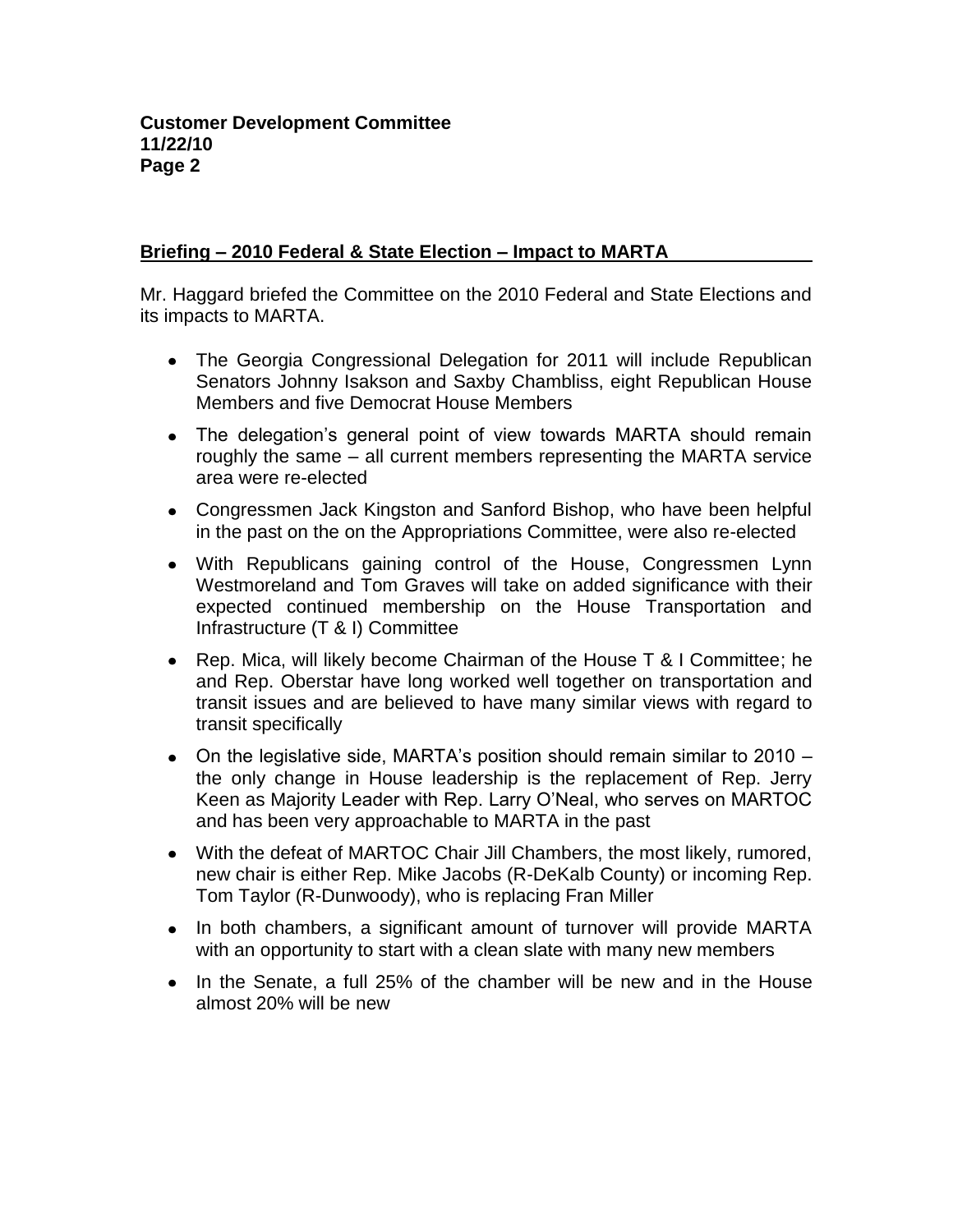## Briefing – 2010 Federal & State Election – Impact to MARTA

Mr. Haggard briefed the Committee on the 2010 Federal and State Elections and its impacts to MARTA.

- The Georgia Congressional Delegation for 2011 will include Republican Senators Johnny Isakson and Saxby Chambliss, eight Republican House Members and five Democrat House Members
- The delegation's general point of view towards MARTA should remain roughly the same – all current members representing the MARTA service area were re-elected
- Congressmen Jack Kingston and Sanford Bishop, who have been helpful in the past on the on the Appropriations Committee, were also re-elected
- With Republicans gaining control of the House, Congressmen Lynn Westmoreland and Tom Graves will take on added significance with their expected continued membership on the House Transportation and Infrastructure (T & I) Committee
- Rep. Mica, will likely become Chairman of the House T & I Committee; he and Rep. Oberstar have long worked well together on transportation and transit issues and are believed to have many similar views with regard to transit specifically
- On the legislative side, MARTA's position should remain similar to 2010 – the only change in House leadership is the replacement of Rep. Jerry Keen as Majority Leader with Rep. Larry O'Neal, who serves on MARTOC and has been very approachable to MARTA in the past
- With the defeat of MARTOC Chair Jill Chambers, the most likely, rumored, new chair is either Rep. Mike Jacobs (R-DeKalb County) or incoming Rep. Tom Taylor (R-Dunwoody), who is replacing Fran Miller
- In both chambers, a significant amount of turnover will provide MARTA with an opportunity to start with a clean slate with many new members
- In the Senate, a full 25% of the chamber will be new and in the House almost 20% will be new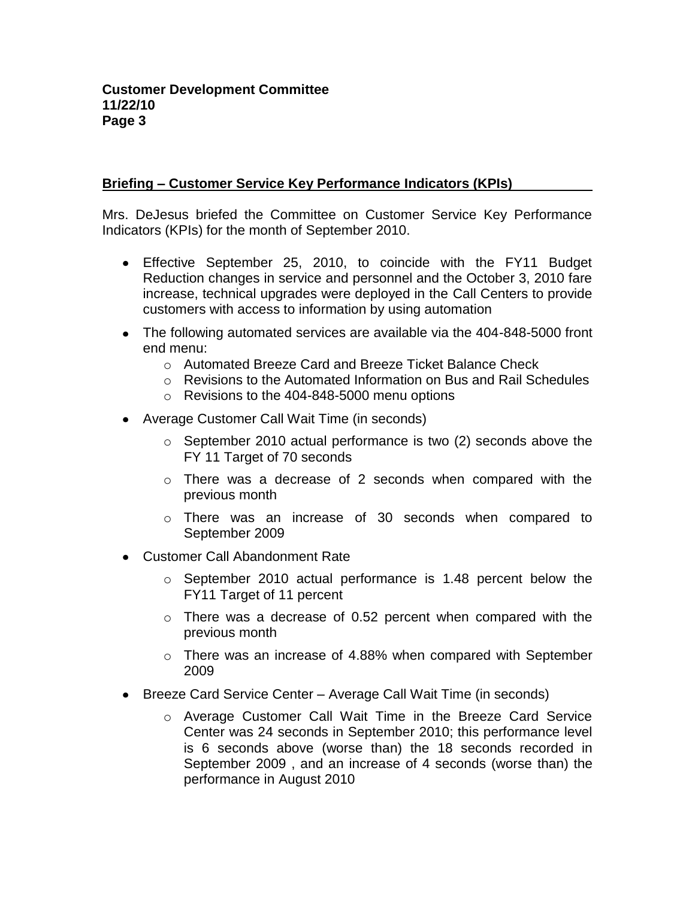## Briefing – Customer Service Key Performance Indicators (KPIs)

Mrs. DeJesus briefed the Committee on Customer Service Key Performance Indicators (KPIs) for the month of September 2010.

- Effective September 25, 2010, to coincide with the FY11 Budget Reduction changes in service and personnel and the October 3, 2010 fare increase, technical upgrades were deployed in the Call Centers to provide customers with access to information by using automation
- The following automated services are available via the 404-848-5000 front end menu:
  - Automated Breeze Card and Breeze Ticket Balance Check
  - Revisions to the Automated Information on Bus and Rail Schedules
  - Revisions to the 404-848-5000 menu options
- Average Customer Call Wait Time (in seconds)
  - September 2010 actual performance is two (2) seconds above the FY 11 Target of 70 seconds
  - There was a decrease of 2 seconds when compared with the previous month
  - There was an increase of 30 seconds when compared to September 2009
- Customer Call Abandonment Rate
  - September 2010 actual performance is 1.48 percent below the FY11 Target of 11 percent
  - There was a decrease of 0.52 percent when compared with the previous month
  - There was an increase of 4.88% when compared with September 2009
- Breeze Card Service Center – Average Call Wait Time (in seconds)
  - Average Customer Call Wait Time in the Breeze Card Service Center was 24 seconds in September 2010; this performance level is 6 seconds above (worse than) the 18 seconds recorded in September 2009 , and an increase of 4 seconds (worse than) the performance in August 2010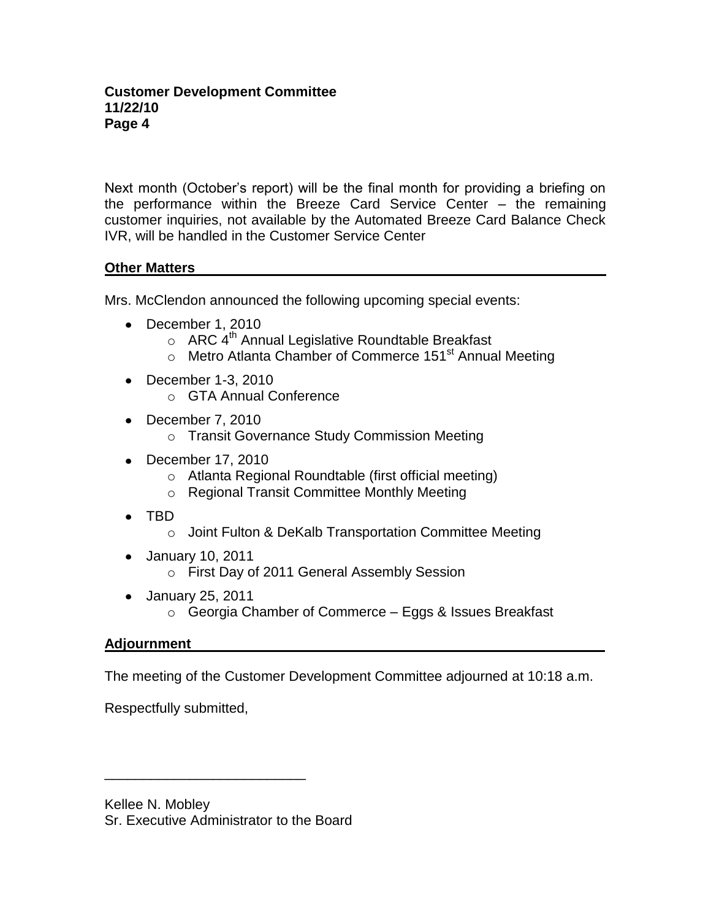Next month (October's report) will be the final month for providing a briefing on the performance within the Breeze Card Service Center – the remaining customer inquiries, not available by the Automated Breeze Card Balance Check IVR, will be handled in the Customer Service Center

**Other Matters**

Mrs. McClendon announced the following upcoming special events:

- December 1, 2010
  - ARC 4th Annual Legislative Roundtable Breakfast
  - Metro Atlanta Chamber of Commerce 151st Annual Meeting
- December 1-3, 2010
  - GTA Annual Conference
- December 7, 2010
  - Transit Governance Study Commission Meeting
- December 17, 2010
  - Atlanta Regional Roundtable (first official meeting)
  - Regional Transit Committee Monthly Meeting
- TBD
  - Joint Fulton & DeKalb Transportation Committee Meeting
- January 10, 2011
  - First Day of 2011 General Assembly Session
- January 25, 2011
  - Georgia Chamber of Commerce – Eggs & Issues Breakfast

**Adjournment**

The meeting of the Customer Development Committee adjourned at 10:18 a.m.

Respectfully submitted,

\_\_\_\_\_\_\_\_\_\_\_\_\_\_\_\_\_\_\_\_\_\_\_\_\_\_

Kellee N. Mobley
Sr. Executive Administrator to the Board